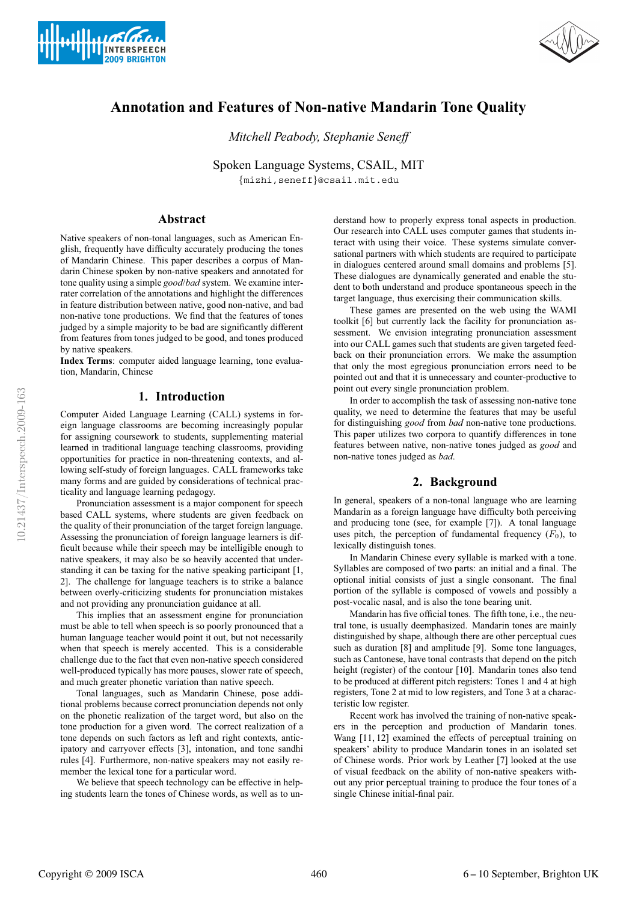# Annotation and Features of Non-native Mandarin Tone Quality

*Mitchell Peabody, Stephanie Seneff*

Spoken Language Systems, CSAIL, MIT

{mizhi,seneff}@csail.mit.edu

## Abstract

Native speakers of non-tonal languages, such as American English, frequently have difficulty accurately producing the tones of Mandarin Chinese. This paper describes a corpus of Mandarin Chinese spoken by non-native speakers and annotated for tone quality using a simple *good*/*bad* system. We examine inter-rater correlation of the annotations and highlight the differences in feature distribution between native, good non-native, and bad non-native tone productions. We find that the features of tones judged by a simple majority to be bad are significantly different from features from tones judged to be good, and tones produced by native speakers.

**Index Terms**: computer aided language learning, tone evaluation, Mandarin, Chinese

## 1. Introduction

Computer Aided Language Learning (CALL) systems in foreign language classrooms are becoming increasingly popular for assigning coursework to students, supplementing material learned in traditional language teaching classrooms, providing opportunities for practice in non-threatening contexts, and allowing self-study of foreign languages. CALL frameworks take many forms and are guided by considerations of technical practicality and language learning pedagogy.

Pronunciation assessment is a major component for speech based CALL systems, where students are given feedback on the quality of their pronunciation of the target foreign language. Assessing the pronunciation of foreign language learners is difficult because while their speech may be intelligible enough to native speakers, it may also be so heavily accented that understanding it can be taxing for the native speaking participant [1, 2]. The challenge for language teachers is to strike a balance between overly-criticizing students for pronunciation mistakes and not providing any pronunciation guidance at all.

This implies that an assessment engine for pronunciation must be able to tell when speech is so poorly pronounced that a human language teacher would point it out, but not necessarily when that speech is merely accented. This is a considerable challenge due to the fact that even non-native speech considered well-produced typically has more pauses, slower rate of speech, and much greater phonetic variation than native speech.

Tonal languages, such as Mandarin Chinese, pose additional problems because correct pronunciation depends not only on the phonetic realization of the target word, but also on the tone production for a given word. The correct realization of a tone depends on such factors as left and right contexts, anticipatory and carryover effects [3], intonation, and tone sandhi rules [4]. Furthermore, non-native speakers may not easily remember the lexical tone for a particular word.

We believe that speech technology can be effective in helping students learn the tones of Chinese words, as well as to understand how to properly express tonal aspects in production. Our research into CALL uses computer games that students interact with using their voice. These systems simulate conversational partners with which students are required to participate in dialogues centered around small domains and problems [5]. These dialogues are dynamically generated and enable the student to both understand and produce spontaneous speech in the target language, thus exercising their communication skills.

These games are presented on the web using the WAMI toolkit [6] but currently lack the facility for pronunciation assessment. We envision integrating pronunciation assessment into our CALL games such that students are given targeted feedback on their pronunciation errors. We make the assumption that only the most egregious pronunciation errors need to be pointed out and that it is unnecessary and counter-productive to point out every single pronunciation problem.

In order to accomplish the task of assessing non-native tone quality, we need to determine the features that may be useful for distinguishing *good* from *bad* non-native tone productions. This paper utilizes two corpora to quantify differences in tone features between native, non-native tones judged as *good* and non-native tones judged as *bad*.

## 2. Background

In general, speakers of a non-tonal language who are learning Mandarin as a foreign language have difficulty both perceiving and producing tone (see, for example [7]). A tonal language uses pitch, the perception of fundamental frequency ($F_0$), to lexically distinguish tones.

In Mandarin Chinese every syllable is marked with a tone. Syllables are composed of two parts: an initial and a final. The optional initial consists of just a single consonant. The final portion of the syllable is composed of vowels and possibly a post-vocalic nasal, and is also the tone bearing unit.

Mandarin has five official tones. The fifth tone, i.e., the neutral tone, is usually deemphasized. Mandarin tones are mainly distinguished by shape, although there are other perceptual cues such as duration [8] and amplitude [9]. Some tone languages, such as Cantonese, have tonal contrasts that depend on the pitch height (register) of the contour [10]. Mandarin tones also tend to be produced at different pitch registers: Tones 1 and 4 at high registers, Tone 2 at mid to low registers, and Tone 3 at a characteristic low register.

Recent work has involved the training of non-native speakers in the perception and production of Mandarin tones. Wang [11, 12] examined the effects of perceptual training on speakers' ability to produce Mandarin tones in an isolated set of Chinese words. Prior work by Leather [7] looked at the use of visual feedback on the ability of non-native speakers without any prior perceptual training to produce the four tones of a single Chinese initial-final pair.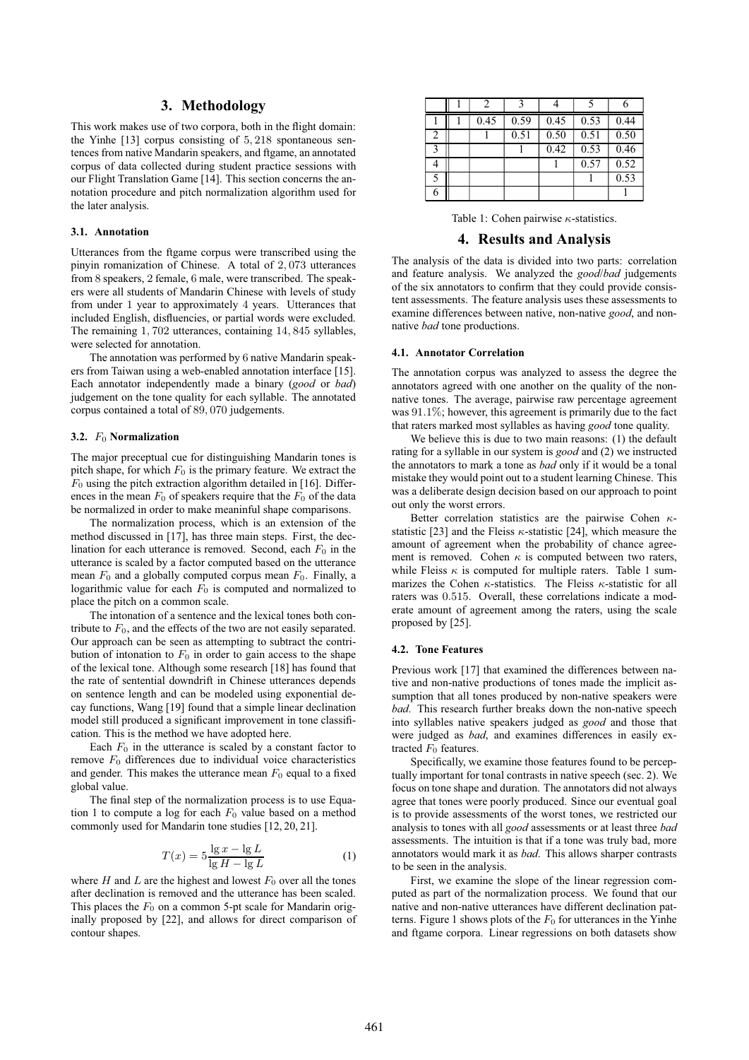## 3. Methodology

This work makes use of two corpora, both in the flight domain: the Yinhe [13] corpus consisting of $5,218$ spontaneous sentences from native Mandarin speakers, and ftgame, an annotated corpus of data collected during student practice sessions with our Flight Translation Game [14]. This section concerns the annotation procedure and pitch normalization algorithm used for the later analysis.

### 3.1. Annotation

Utterances from the ftgame corpus were transcribed using the pinyin romanization of Chinese. A total of $2,073$ utterances from $8$ speakers, $2$ female, $6$ male, were transcribed. The speakers were all students of Mandarin Chinese with levels of study from under $1$ year to approximately $4$ years. Utterances that included English, disfluencies, or partial words were excluded. The remaining $1,702$ utterances, containing $14,845$ syllables, were selected for annotation.

The annotation was performed by $6$ native Mandarin speakers from Taiwan using a web-enabled annotation interface [15]. Each annotator independently made a binary (*good* or *bad*) judgement on the tone quality for each syllable. The annotated corpus contained a total of $89,070$ judgements.

### 3.2. $F_0$ Normalization

The major preceptual cue for distinguishing Mandarin tones is pitch shape, for which $F_0$ is the primary feature. We extract the $F_0$ using the pitch extraction algorithm detailed in [16]. Differences in the mean $F_0$ of speakers require that the $F_0$ of the data be normalized in order to make meaninful shape comparisons.

The normalization process, which is an extension of the method discussed in [17], has three main steps. First, the declination for each utterance is removed. Second, each $F_0$ in the utterance is scaled by a factor computed based on the utterance mean $F_0$ and a globally computed corpus mean $F_0$. Finally, a logarithmic value for each $F_0$ is computed and normalized to place the pitch on a common scale.

The intonation of a sentence and the lexical tones both contribute to $F_0$, and the effects of the two are not easily separated. Our approach can be seen as attempting to subtract the contribution of intonation to $F_0$ in order to gain access to the shape of the lexical tone. Although some research [18] has found that the rate of sentential downdrift in Chinese utterances depends on sentence length and can be modeled using exponential decay functions, Wang [19] found that a simple linear declination model still produced a significant improvement in tone classification. This is the method we have adopted here.

Each $F_0$ in the utterance is scaled by a constant factor to remove $F_0$ differences due to individual voice characteristics and gender. This makes the utterance mean $F_0$ equal to a fixed global value.

The final step of the normalization process is to use Equation 1 to compute a log for each $F_0$ value based on a method commonly used for Mandarin tone studies [12, 20, 21].

$$T(x) = 5\frac{\lg x - \lg L}{\lg H - \lg L} \tag{1}$$

where $H$ and $L$ are the highest and lowest $F_0$ over all the tones after declination is removed and the utterance has been scaled. This places the $F_0$ on a common 5-pt scale for Mandarin originally proposed by [22], and allows for direct comparison of contour shapes.

| | 1 | 2 | 3 | 4 | 5 | 6 |
|---|---|---|---|---|---|---|
| 1 | 1 | 0.45 | 0.59 | 0.45 | 0.53 | 0.44 |
| 2 | | 1 | 0.51 | 0.50 | 0.51 | 0.50 |
| 3 | | | 1 | 0.42 | 0.53 | 0.46 |
| 4 | | | | 1 | 0.57 | 0.52 |
| 5 | | | | | 1 | 0.53 |
| 6 | | | | | | 1 |

Table 1: Cohen pairwise $\kappa$-statistics.

## 4. Results and Analysis

The analysis of the data is divided into two parts: correlation and feature analysis. We analyzed the *good*/*bad* judgements of the six annotators to confirm that they could provide consistent assessments. The feature analysis uses these assessments to examine differences between native, non-native *good*, and non-native *bad* tone productions.

### 4.1. Annotator Correlation

The annotation corpus was analyzed to assess the degree the annotators agreed with one another on the quality of the non-native tones. The average, pairwise raw percentage agreement was $91.1\%$; however, this agreement is primarily due to the fact that raters marked most syllables as having *good* tone quality.

We believe this is due to two main reasons: (1) the default rating for a syllable in our system is *good* and (2) we instructed the annotators to mark a tone as *bad* only if it would be a tonal mistake they would point out to a student learning Chinese. This was a deliberate design decision based on our approach to point out only the worst errors.

Better correlation statistics are the pairwise Cohen $\kappa$-statistic [23] and the Fleiss $\kappa$-statistic [24], which measure the amount of agreement when the probability of chance agreement is removed. Cohen $\kappa$ is computed between two raters, while Fleiss $\kappa$ is computed for multiple raters. Table 1 summarizes the Cohen $\kappa$-statistics. The Fleiss $\kappa$-statistic for all raters was $0.515$. Overall, these correlations indicate a moderate amount of agreement among the raters, using the scale proposed by [25].

### 4.2. Tone Features

Previous work [17] that examined the differences between native and non-native productions of tones made the implicit assumption that all tones produced by non-native speakers were *bad*. This research further breaks down the non-native speech into syllables native speakers judged as *good* and those that were judged as *bad*, and examines differences in easily extracted $F_0$ features.

Specifically, we examine those features found to be perceptually important for tonal contrasts in native speech (sec. 2). We focus on tone shape and duration. The annotators did not always agree that tones were poorly produced. Since our eventual goal is to provide assessments of the worst tones, we restricted our analysis to tones with all *good* assessments or at least three *bad* assessments. The intuition is that if a tone was truly bad, more annotators would mark it as *bad*. This allows sharper contrasts to be seen in the analysis.

First, we examine the slope of the linear regression computed as part of the normalization process. We found that our native and non-native utterances have different declination patterns. Figure 1 shows plots of the $F_0$ for utterances in the Yinhe and ftgame corpora. Linear regressions on both datasets show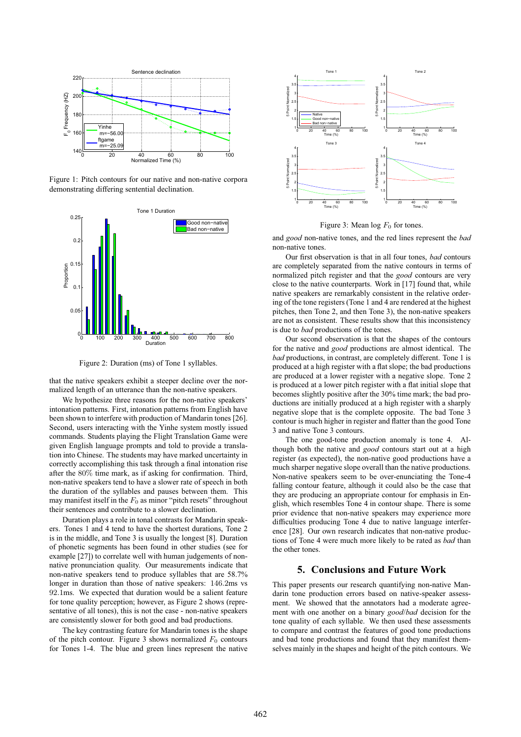Figure 1: Pitch contours for our native and non-native corpora demonstrating differing sentential declination.

Figure 2: Duration (ms) of Tone 1 syllables.

that the native speakers exhibit a steeper decline over the normalized length of an utterance than the non-native speakers.

We hypothesize three reasons for the non-native speakers' intonation patterns. First, intonation patterns from English have been shown to interfere with production of Mandarin tones [26]. Second, users interacting with the Yinhe system mostly issued commands. Students playing the Flight Translation Game were given English language prompts and told to provide a translation into Chinese. The students may have marked uncertainty in correctly accomplishing this task through a final intonation rise after the 80% time mark, as if asking for confirmation. Third, non-native speakers tend to have a slower rate of speech in both the duration of the syllables and pauses between them. This may manifest itself in the $F_0$ as minor "pitch resets" throughout their sentences and contribute to a slower declination.

Duration plays a role in tonal contrasts for Mandarin speakers. Tones 1 and 4 tend to have the shortest durations, Tone 2 is in the middle, and Tone 3 is usually the longest [8]. Duration of phonetic segments has been found in other studies (see for example [27]) to correlate well with human judgements of non-native pronunciation quality. Our measurements indicate that non-native speakers tend to produce syllables that are 58.7% longer in duration than those of native speakers: 146.2ms vs 92.1ms. We expected that duration would be a salient feature for tone quality perception; however, as Figure 2 shows (representative of all tones), this is not the case - non-native speakers are consistently slower for both good and bad productions.

The key contrasting feature for Mandarin tones is the shape of the pitch contour. Figure 3 shows normalized $F_0$ contours for Tones 1-4. The blue and green lines represent the native and *good* non-native tones, and the red lines represent the *bad* non-native tones.

Figure 3: Mean log $F_0$ for tones.

Our first observation is that in all four tones, *bad* contours are completely separated from the native contours in terms of normalized pitch register and that the *good* contours are very close to the native counterparts. Work in [17] found that, while native speakers are remarkably consistent in the relative ordering of the tone registers (Tone 1 and 4 are rendered at the highest pitches, then Tone 2, and then Tone 3), the non-native speakers are not as consistent. These results show that this inconsistency is due to *bad* productions of the tones.

Our second observation is that the shapes of the contours for the native and *good* productions are almost identical. The *bad* productions, in contrast, are completely different. Tone 1 is produced at a high register with a flat slope; the bad productions are produced at a lower register with a negative slope. Tone 2 is produced at a lower pitch register with a flat initial slope that becomes slightly positive after the 30% time mark; the bad productions are initially produced at a high register with a sharply negative slope that is the complete opposite. The bad Tone 3 contour is much higher in register and flatter than the good Tone 3 and native Tone 3 contours.

The one good-tone production anomaly is tone 4. Although both the native and *good* contours start out at a high register (as expected), the non-native good productions have a much sharper negative slope overall than the native productions. Non-native speakers seem to be over-enunciating the Tone-4 falling contour feature, although it could also be the case that they are producing an appropriate contour for emphasis in English, which resembles Tone 4 in contour shape. There is some prior evidence that non-native speakers may experience more difficulties producing Tone 4 due to native language interference [28]. Our own research indicates that non-native productions of Tone 4 were much more likely to be rated as *bad* than the other tones.

## 5. Conclusions and Future Work

This paper presents our research quantifying non-native Mandarin tone production errors based on native-speaker assessment. We showed that the annotators had a moderate agreement with one another on a binary *good*/*bad* decision for the tone quality of each syllable. We then used these assessments to compare and contrast the features of good tone productions and bad tone productions and found that they manifest themselves mainly in the shapes and height of the pitch contours. We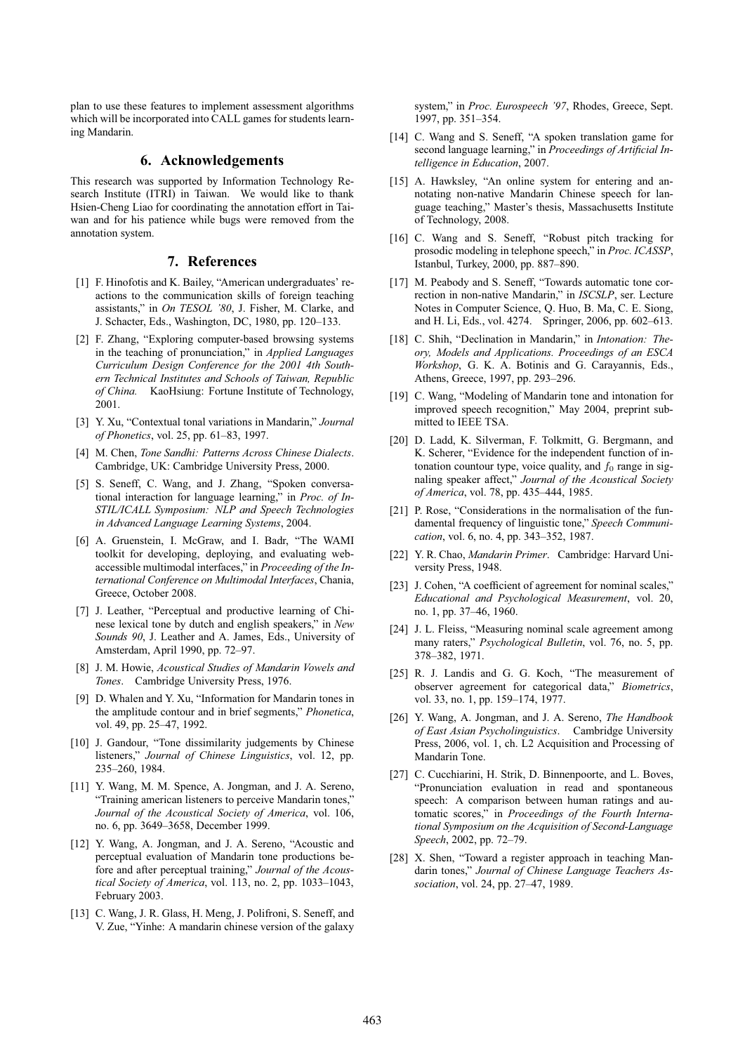plan to use these features to implement assessment algorithms which will be incorporated into CALL games for students learning Mandarin.

## 6. Acknowledgements

This research was supported by Information Technology Research Institute (ITRI) in Taiwan. We would like to thank Hsien-Cheng Liao for coordinating the annotation effort in Taiwan and for his patience while bugs were removed from the annotation system.

## 7. References

[1] F. Hinofotis and K. Bailey, "American undergraduates' reactions to the communication skills of foreign teaching assistants," in *On TESOL '80*, J. Fisher, M. Clarke, and J. Schacter, Eds., Washington, DC, 1980, pp. 120–133.

[2] F. Zhang, "Exploring computer-based browsing systems in the teaching of pronunciation," in *Applied Languages Curriculum Design Conference for the 2001 4th Southern Technical Institutes and Schools of Taiwan, Republic of China.* KaoHsiung: Fortune Institute of Technology, 2001.

[3] Y. Xu, "Contextual tonal variations in Mandarin," *Journal of Phonetics*, vol. 25, pp. 61–83, 1997.

[4] M. Chen, *Tone Sandhi: Patterns Across Chinese Dialects*. Cambridge, UK: Cambridge University Press, 2000.

[5] S. Seneff, C. Wang, and J. Zhang, "Spoken conversational interaction for language learning," in *Proc. of InSTIL/ICALL Symposium: NLP and Speech Technologies in Advanced Language Learning Systems*, 2004.

[6] A. Gruenstein, I. McGraw, and I. Badr, "The WAMI toolkit for developing, deploying, and evaluating web-accessible multimodal interfaces," in *Proceeding of the International Conference on Multimodal Interfaces*, Chania, Greece, October 2008.

[7] J. Leather, "Perceptual and productive learning of Chinese lexical tone by dutch and english speakers," in *New Sounds 90*, J. Leather and A. James, Eds., University of Amsterdam, April 1990, pp. 72–97.

[8] J. M. Howie, *Acoustical Studies of Mandarin Vowels and Tones*. Cambridge University Press, 1976.

[9] D. Whalen and Y. Xu, "Information for Mandarin tones in the amplitude contour and in brief segments," *Phonetica*, vol. 49, pp. 25–47, 1992.

[10] J. Gandour, "Tone dissimilarity judgements by Chinese listeners," *Journal of Chinese Linguistics*, vol. 12, pp. 235–260, 1984.

[11] Y. Wang, M. M. Spence, A. Jongman, and J. A. Sereno, "Training american listeners to perceive Mandarin tones," *Journal of the Acoustical Society of America*, vol. 106, no. 6, pp. 3649–3658, December 1999.

[12] Y. Wang, A. Jongman, and J. A. Sereno, "Acoustic and perceptual evaluation of Mandarin tone productions before and after perceptual training," *Journal of the Acoustical Society of America*, vol. 113, no. 2, pp. 1033–1043, February 2003.

[13] C. Wang, J. R. Glass, H. Meng, J. Polifroni, S. Seneff, and V. Zue, "Yinhe: A mandarin chinese version of the galaxy system," in *Proc. Eurospeech '97*, Rhodes, Greece, Sept. 1997, pp. 351–354.

[14] C. Wang and S. Seneff, "A spoken translation game for second language learning," in *Proceedings of Artificial Intelligence in Education*, 2007.

[15] A. Hawksley, "An online system for entering and annotating non-native Mandarin Chinese speech for language teaching," Master's thesis, Massachusetts Institute of Technology, 2008.

[16] C. Wang and S. Seneff, "Robust pitch tracking for prosodic modeling in telephone speech," in *Proc. ICASSP*, Istanbul, Turkey, 2000, pp. 887–890.

[17] M. Peabody and S. Seneff, "Towards automatic tone correction in non-native Mandarin," in *ISCSLP*, ser. Lecture Notes in Computer Science, Q. Huo, B. Ma, C. E. Siong, and H. Li, Eds., vol. 4274. Springer, 2006, pp. 602–613.

[18] C. Shih, "Declination in Mandarin," in *Intonation: Theory, Models and Applications. Proceedings of an ESCA Workshop*, G. K. A. Botinis and G. Carayannis, Eds., Athens, Greece, 1997, pp. 293–296.

[19] C. Wang, "Modeling of Mandarin tone and intonation for improved speech recognition," May 2004, preprint submitted to IEEE TSA.

[20] D. Ladd, K. Silverman, F. Tolkmitt, G. Bergmann, and K. Scherer, "Evidence for the independent function of intonation countour type, voice quality, and $f_0$ range in signaling speaker affect," *Journal of the Acoustical Society of America*, vol. 78, pp. 435–444, 1985.

[21] P. Rose, "Considerations in the normalisation of the fundamental frequency of linguistic tone," *Speech Communication*, vol. 6, no. 4, pp. 343–352, 1987.

[22] Y. R. Chao, *Mandarin Primer*. Cambridge: Harvard University Press, 1948.

[23] J. Cohen, "A coefficient of agreement for nominal scales," *Educational and Psychological Measurement*, vol. 20, no. 1, pp. 37–46, 1960.

[24] J. L. Fleiss, "Measuring nominal scale agreement among many raters," *Psychological Bulletin*, vol. 76, no. 5, pp. 378–382, 1971.

[25] R. J. Landis and G. G. Koch, "The measurement of observer agreement for categorical data," *Biometrics*, vol. 33, no. 1, pp. 159–174, 1977.

[26] Y. Wang, A. Jongman, and J. A. Sereno, *The Handbook of East Asian Psycholinguistics*. Cambridge University Press, 2006, vol. 1, ch. L2 Acquisition and Processing of Mandarin Tone.

[27] C. Cucchiarini, H. Strik, D. Binnenpoorte, and L. Boves, "Pronunciation evaluation in read and spontaneous speech: A comparison between human ratings and automatic scores," in *Proceedings of the Fourth International Symposium on the Acquisition of Second-Language Speech*, 2002, pp. 72–79.

[28] X. Shen, "Toward a register approach in teaching Mandarin tones," *Journal of Chinese Language Teachers Association*, vol. 24, pp. 27–47, 1989.